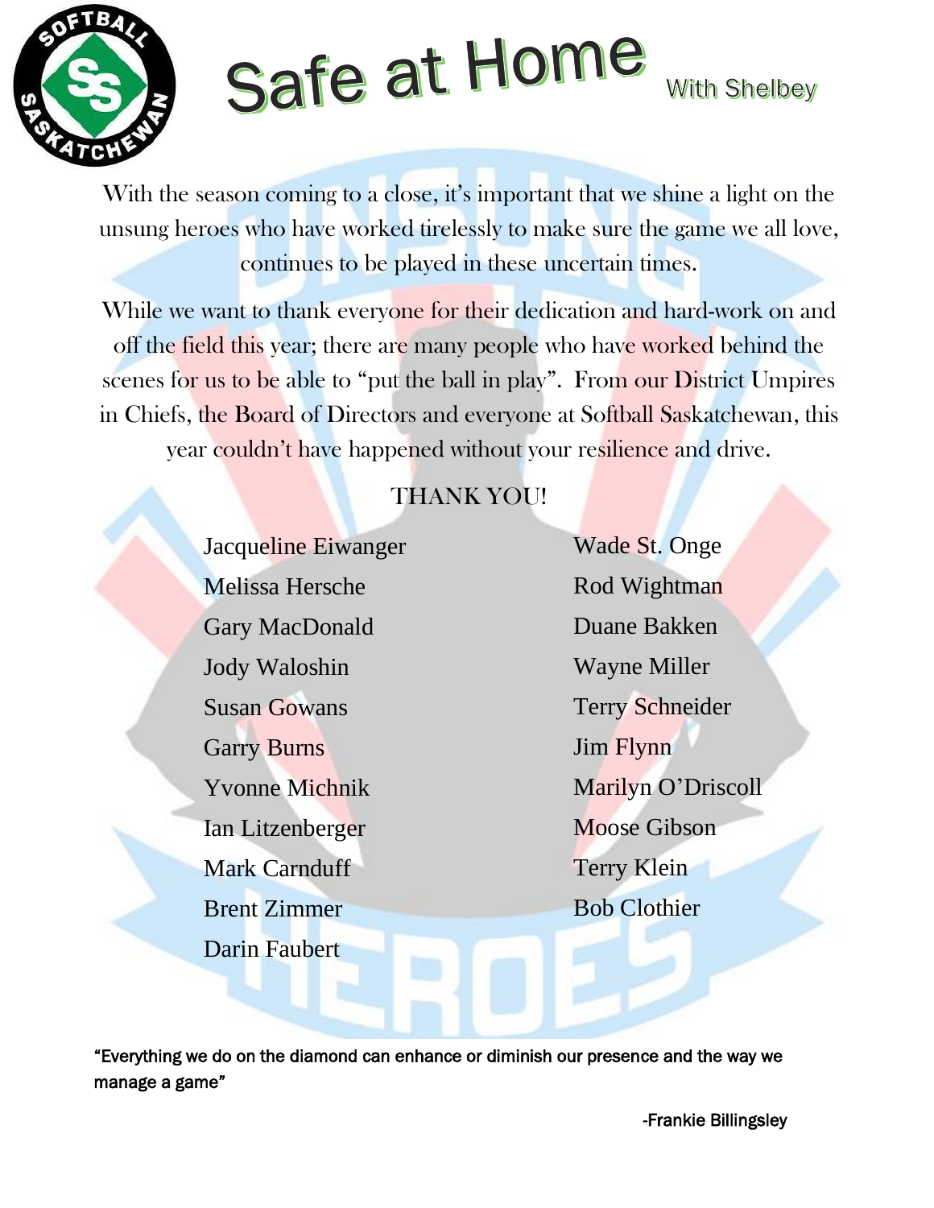# Safe at Home

With Shelbey

With the season coming to a close, it's important that we shine a light on the unsung heroes who have worked tirelessly to make sure the game we all love, continues to be played in these uncertain times.

While we want to thank everyone for their dedication and hard-work on and off the field this year; there are many people who have worked behind the scenes for us to be able to "put the ball in play". From our District Umpires in Chiefs, the Board of Directors and everyone at Softball Saskatchewan, this year couldn't have happened without your resilience and drive.

THANK YOU!

Jacqueline Eiwanger
Melissa Hersche
Gary MacDonald
Jody Waloshin
Susan Gowans
Garry Burns
Yvonne Michnik
Ian Litzenberger
Mark Carnduff
Brent Zimmer
Darin Faubert
Wade St. Onge
Rod Wightman
Duane Bakken
Wayne Miller
Terry Schneider
Jim Flynn
Marilyn O'Driscoll
Moose Gibson
Terry Klein
Bob Clothier

**"Everything we do on the diamond can enhance or diminish our presence and the way we manage a game"**

**-Frankie Billingsley**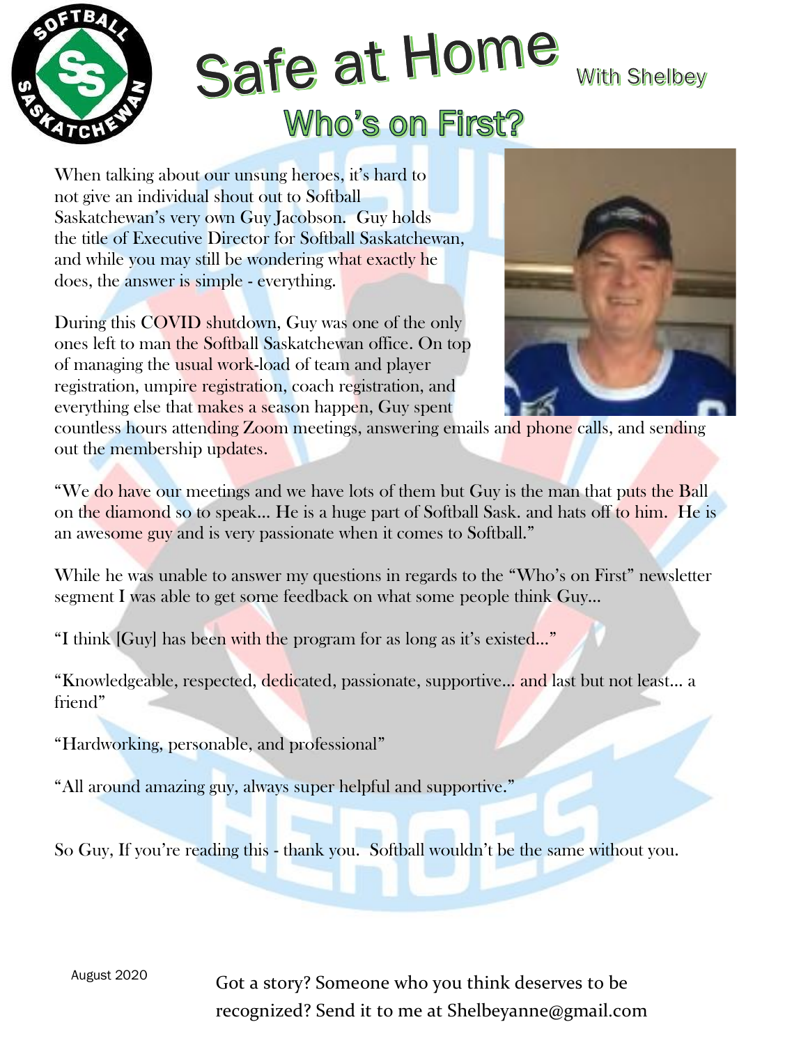# Safe at Home

With Shelbey

## Who's on First?

When talking about our unsung heroes, it's hard to not give an individual shout out to Softball Saskatchewan's very own Guy Jacobson. Guy holds the title of Executive Director for Softball Saskatchewan, and while you may still be wondering what exactly he does, the answer is simple - everything.

During this COVID shutdown, Guy was one of the only ones left to man the Softball Saskatchewan office. On top of managing the usual work-load of team and player registration, umpire registration, coach registration, and everything else that makes a season happen, Guy spent countless hours attending Zoom meetings, answering emails and phone calls, and sending out the membership updates.

"We do have our meetings and we have lots of them but Guy is the man that puts the Ball on the diamond so to speak… He is a huge part of Softball Sask. and hats off to him. He is an awesome guy and is very passionate when it comes to Softball."

While he was unable to answer my questions in regards to the "Who's on First" newsletter segment I was able to get some feedback on what some people think Guy…

"I think [Guy] has been with the program for as long as it's existed…"

"Knowledgeable, respected, dedicated, passionate, supportive… and last but not least… a friend"

"Hardworking, personable, and professional"

"All around amazing guy, always super helpful and supportive."

So Guy, If you're reading this - thank you. Softball wouldn't be the same without you.

August 2020

Got a story? Someone who you think deserves to be recognized? Send it to me at Shelbeyanne@gmail.com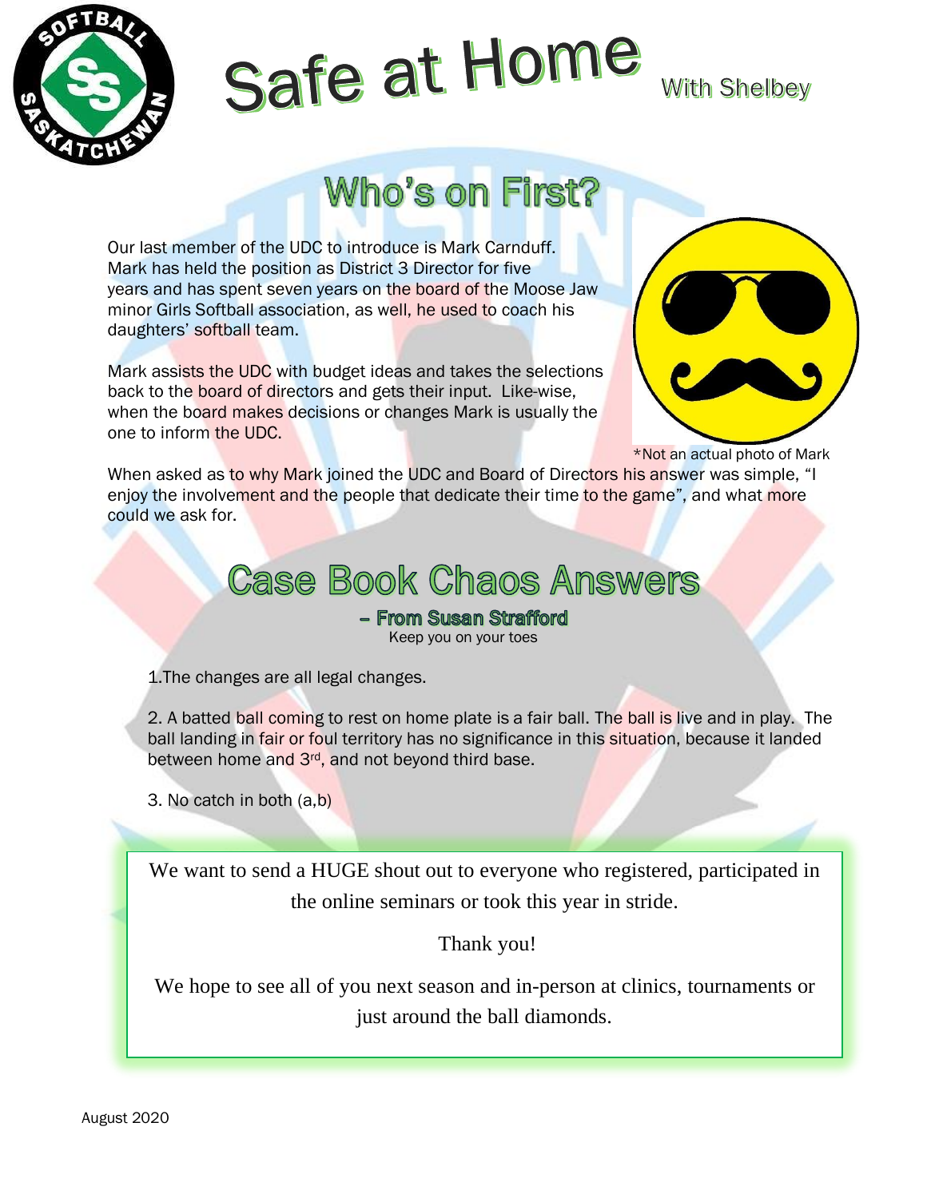# Safe at Home

With Shelbey

## Who's on First?

Our last member of the UDC to introduce is Mark Carnduff. Mark has held the position as District 3 Director for five years and has spent seven years on the board of the Moose Jaw minor Girls Softball association, as well, he used to coach his daughters' softball team.

Mark assists the UDC with budget ideas and takes the selections back to the board of directors and gets their input. Like-wise, when the board makes decisions or changes Mark is usually the one to inform the UDC.

*Not an actual photo of Mark

When asked as to why Mark joined the UDC and Board of Directors his answer was simple, "I enjoy the involvement and the people that dedicate their time to the game", and what more could we ask for.

## Case Book Chaos Answers

### – From Susan Strafford

Keep you on your toes

1.The changes are all legal changes.

2. A batted ball coming to rest on home plate is a fair ball. The ball is live and in play. The ball landing in fair or foul territory has no significance in this situation, because it landed between home and 3rd, and not beyond third base.

3. No catch in both (a,b)

We want to send a HUGE shout out to everyone who registered, participated in the online seminars or took this year in stride.

Thank you!

We hope to see all of you next season and in-person at clinics, tournaments or just around the ball diamonds.

August 2020